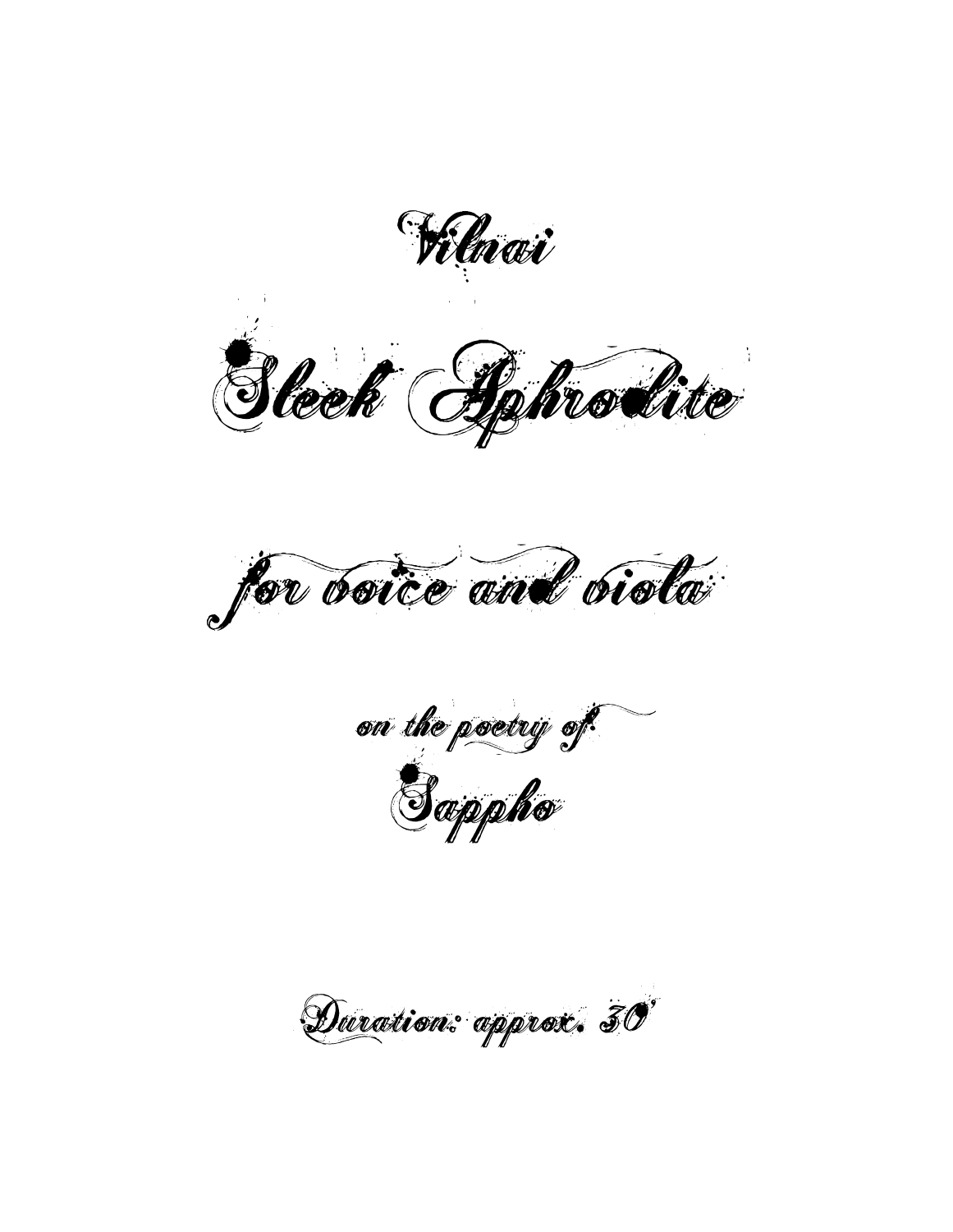Vilnai

# Sleek Aphrodite

## for voice and viola

on the poetry of

Sappho

Duration: approx. 30'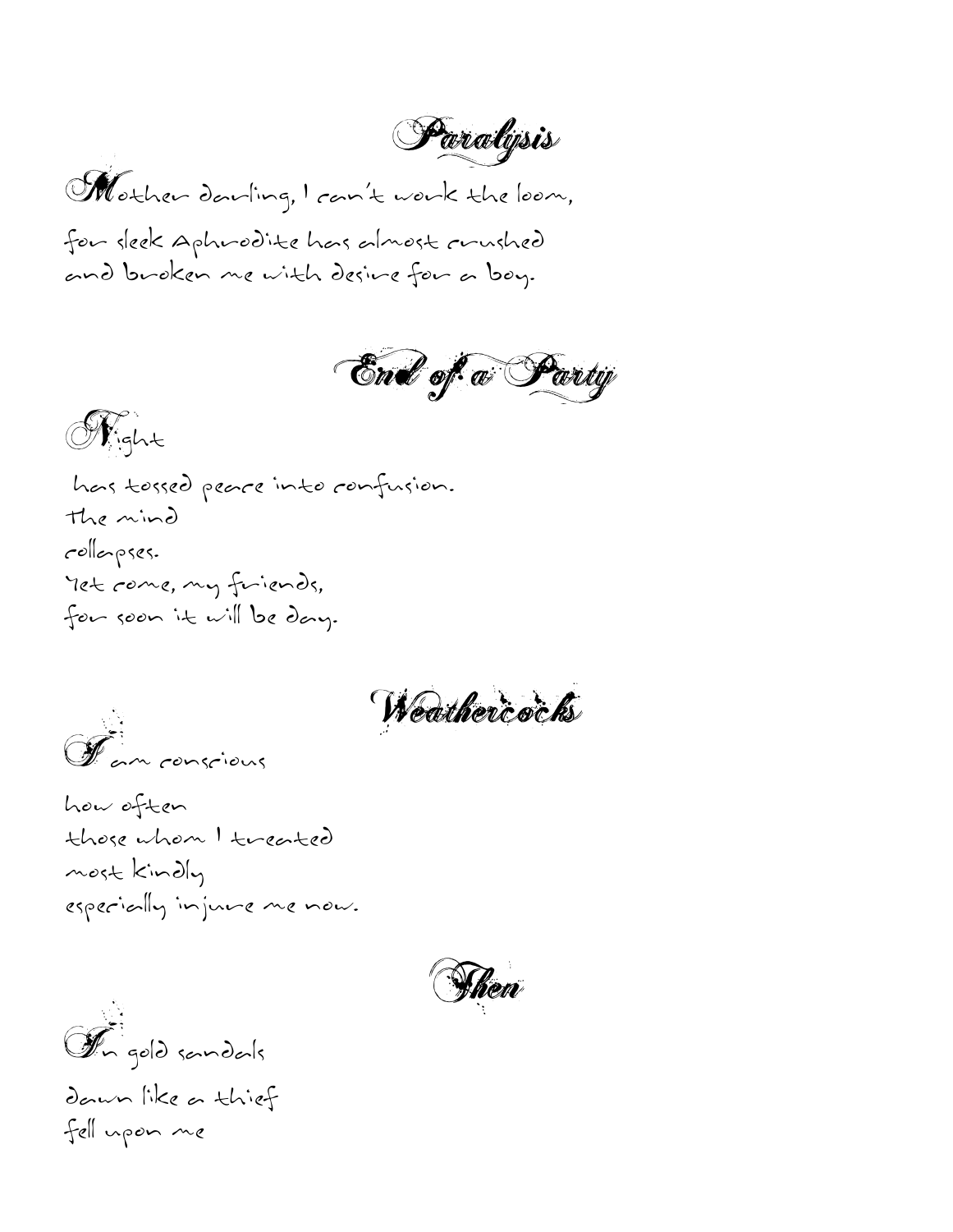## Paralysis

Mother darling, I can't work the loom,
for sleek Aphrodite has almost crushed
and broken me with desire for a boy.

## End of a Party

Night
has tossed peace into confusion.
The mind
collapses.
Yet come, my friends,
for soon it will be day.

## Weathercocks

I am conscious
how often
those whom I treated
most kindly
especially injure me now.

## Then

In gold sandals
dawn like a thief
fell upon me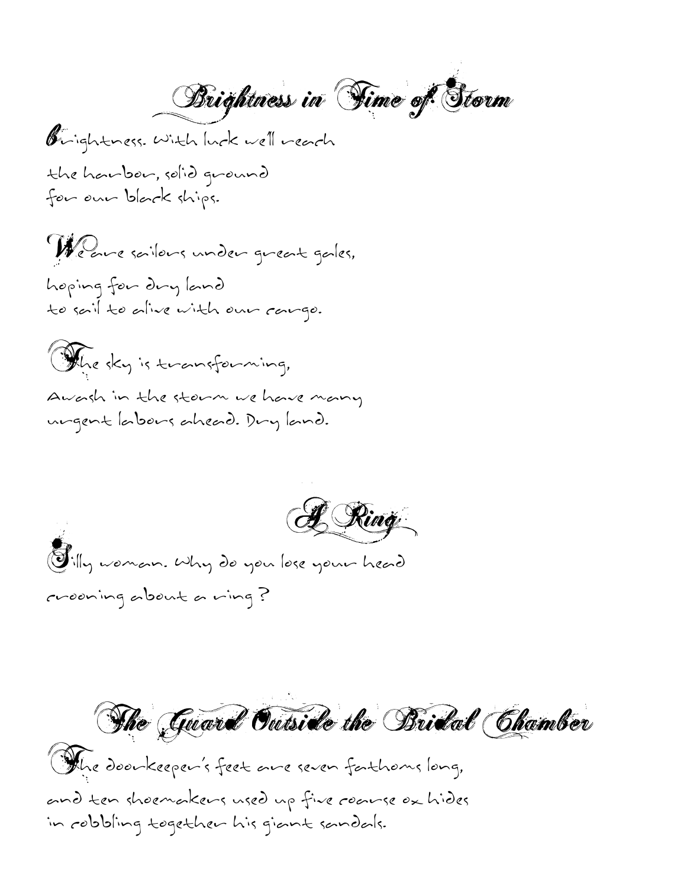## Brightness in Time of Storm

Brightness. With luck we'll reach
the harbor, solid ground
for our black ships.

We are sailors under great gales,
hoping for dry land
to sail to alive with our cargo.

The sky is transforming,
Awash in the storm we have many
urgent labors ahead. Dry land.

## A Ring

Silly woman. Why do you lose your head
crooning about a ring?

## The Guard Outside the Bridal Chamber

The doorkeeper's feet are seven fathoms long,
and ten shoemakers used up five coarse ox hides
in cobbling together his giant sandals.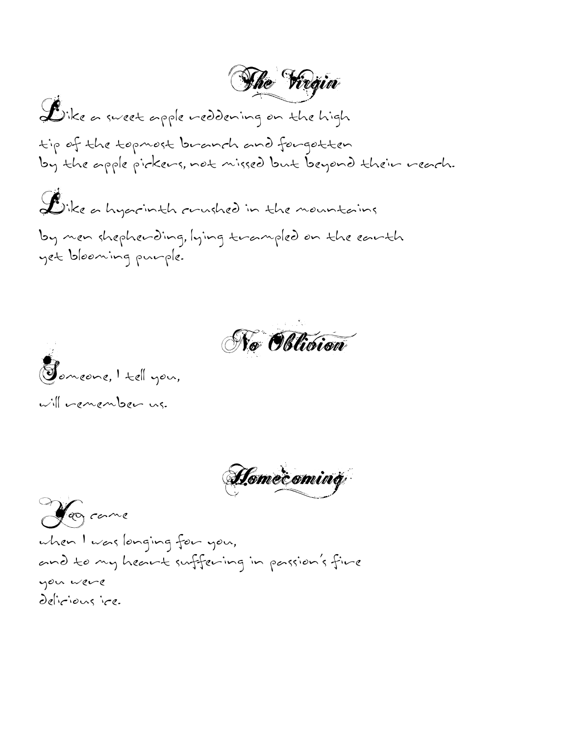## The Virgin

Like a sweet apple reddening on the high
tip of the topmost branch and forgotten
by the apple pickers, not missed but beyond their reach.

Like a hyacinth crushed in the mountains
by men shepherding, lying trampled on the earth
yet blooming purple.

## No Oblivion

Someone, I tell you,
will remember us.

## Homecoming

You came
when I was longing for you,
and to my heart suffering in passion's fire
you were
delicious ice.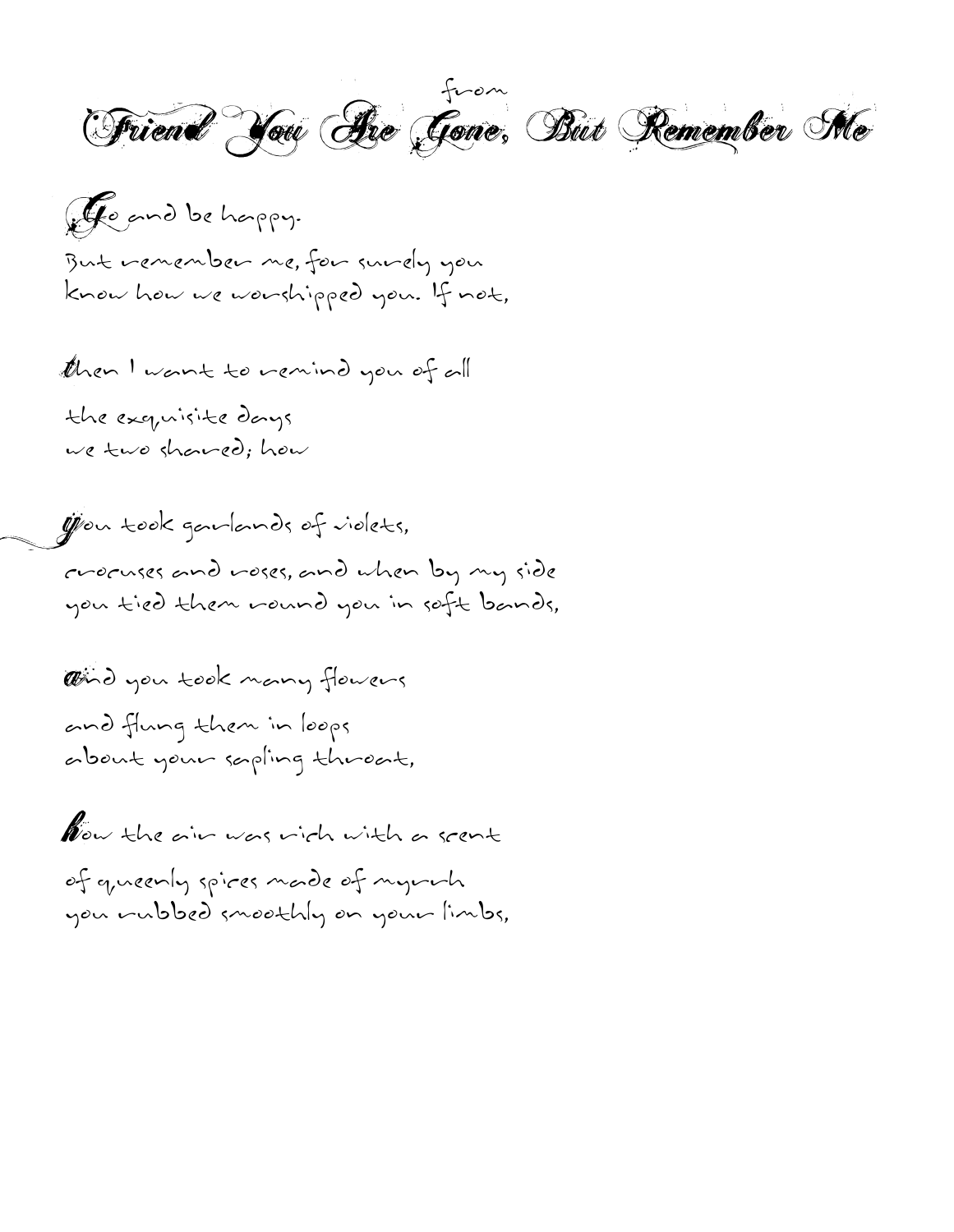from

# Friend You Are Gone, But Remember Me

Go and be happy.

But remember me, for surely you
know how we worshipped you. If not,

then I want to remind you of all

the exquisite days
we two shared; how

you took garlands of violets,

crocuses and roses, and when by my side
you tied them round you in soft bands,

and you took many flowers

and flung them in loops
about your sapling throat,

how the air was rich with a scent

of queenly spices made of myrrh
you rubbed smoothly on your limbs,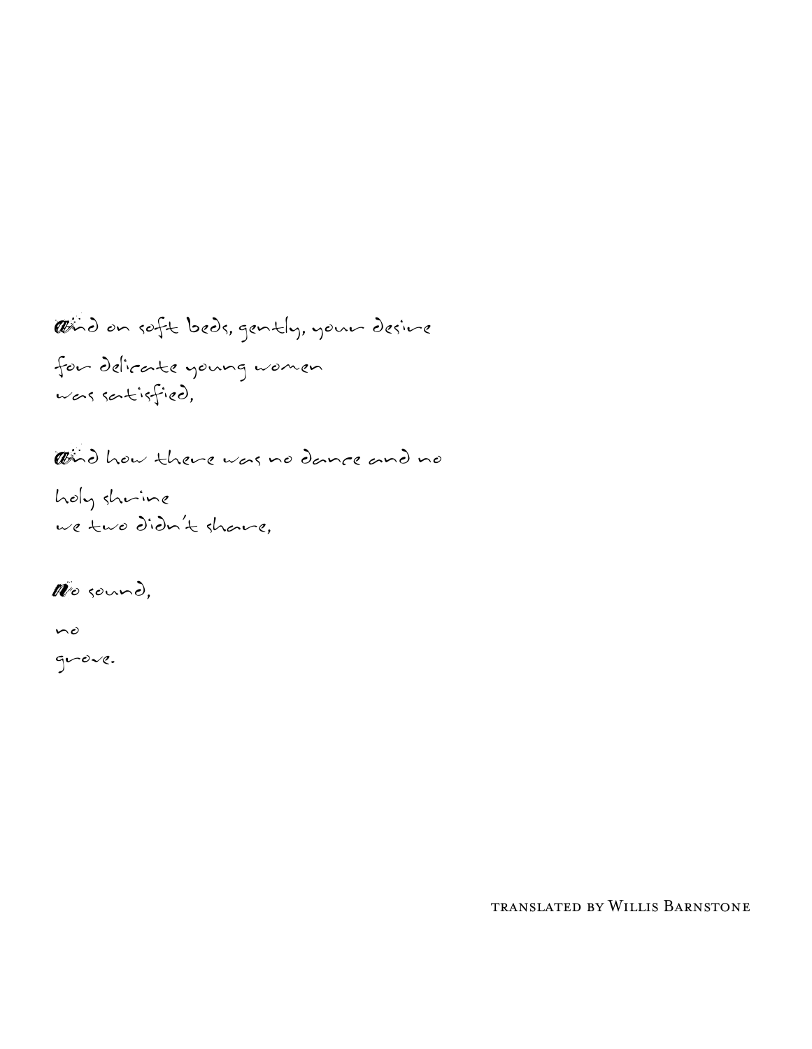And on soft beds, gently, your desire

for delicate young women
was satisfied,

And how there was no dance and no

holy shrine
we two didn't share,

No sound,

no
grove.

translated by Willis Barnstone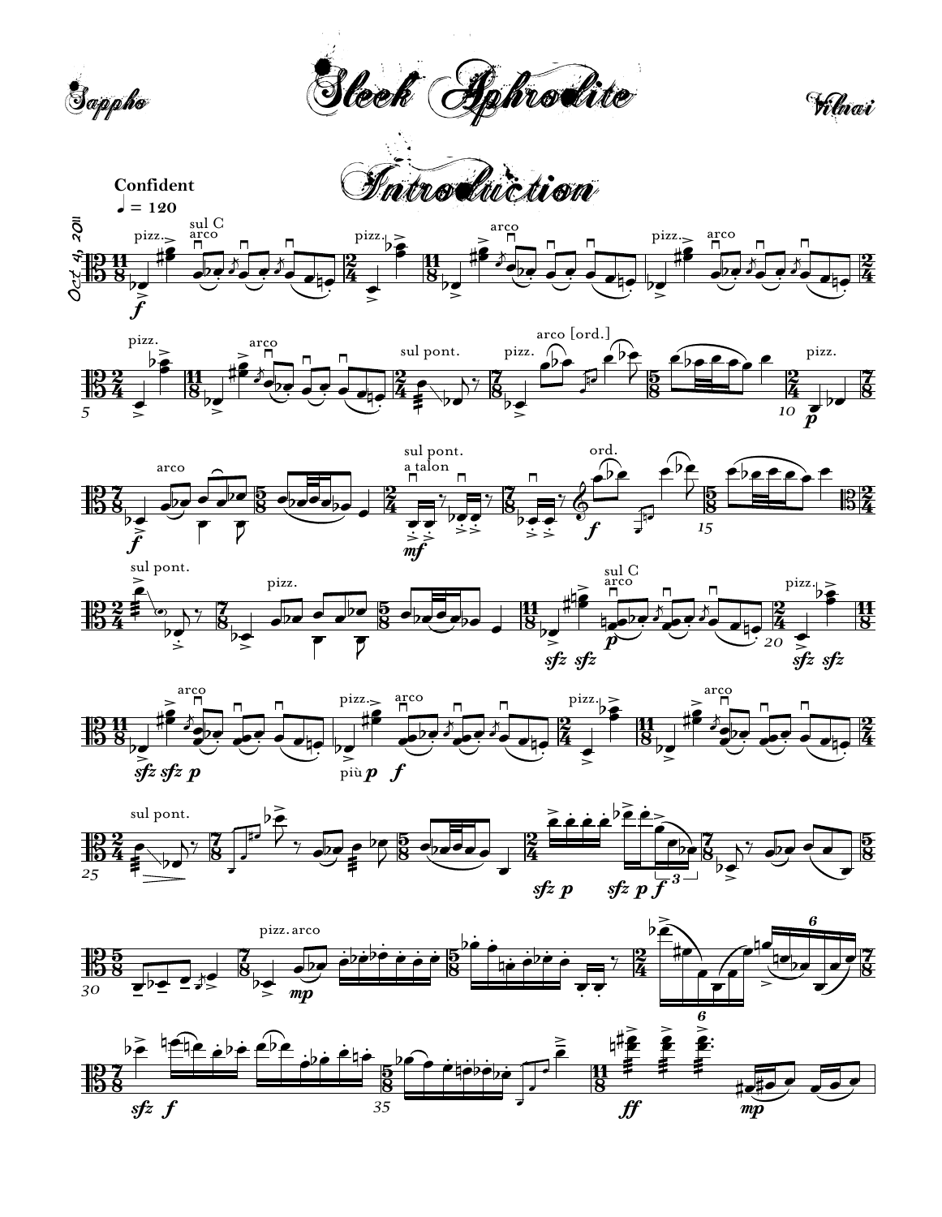Sappho

# Sleek Aphrodite

Vilnai

## Introduction

**Confident**

♩ = 120

Oct 4, 2011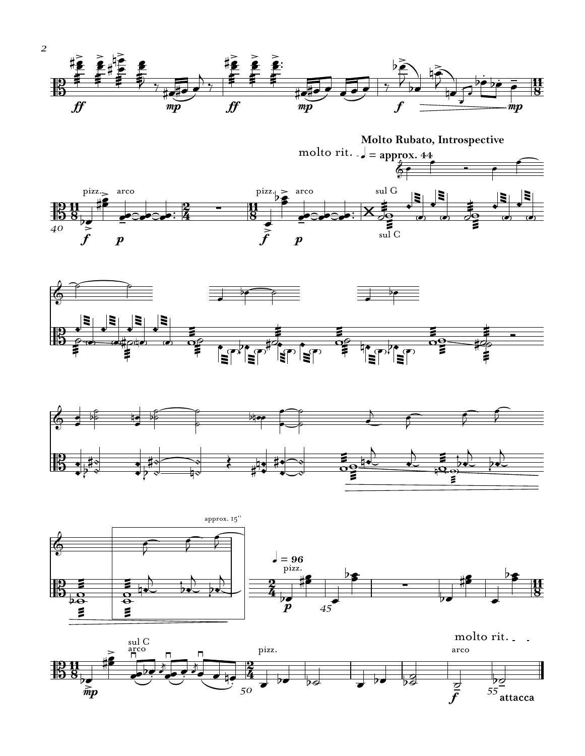molto rit.

**Molto Rubato, Introspective**

♩ = approx. 44

approx. 15''

♩ = 96

molto rit.

attacca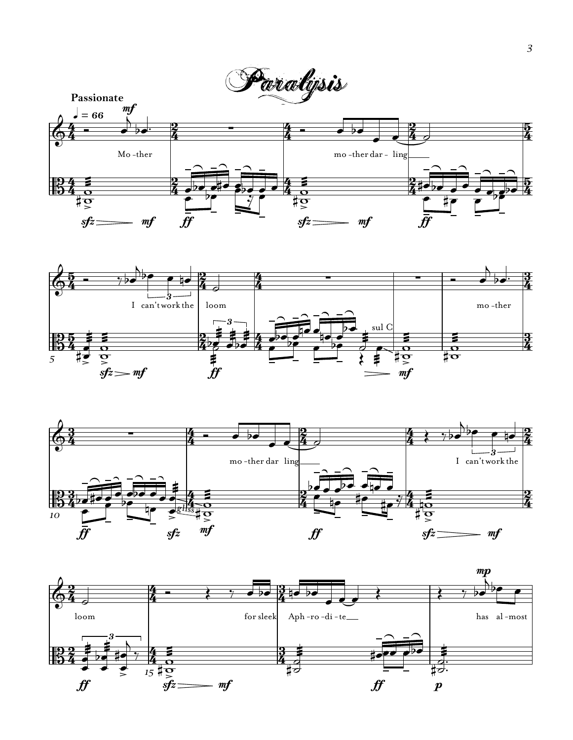# Paralysis

**Passionate**

♩ = 66

Mo - ther

mo - ther dar - ling

I can't work the loom

mo - ther

mo - ther dar ling

I can't work the loom

for sleek Aph - ro - di - te

has al - most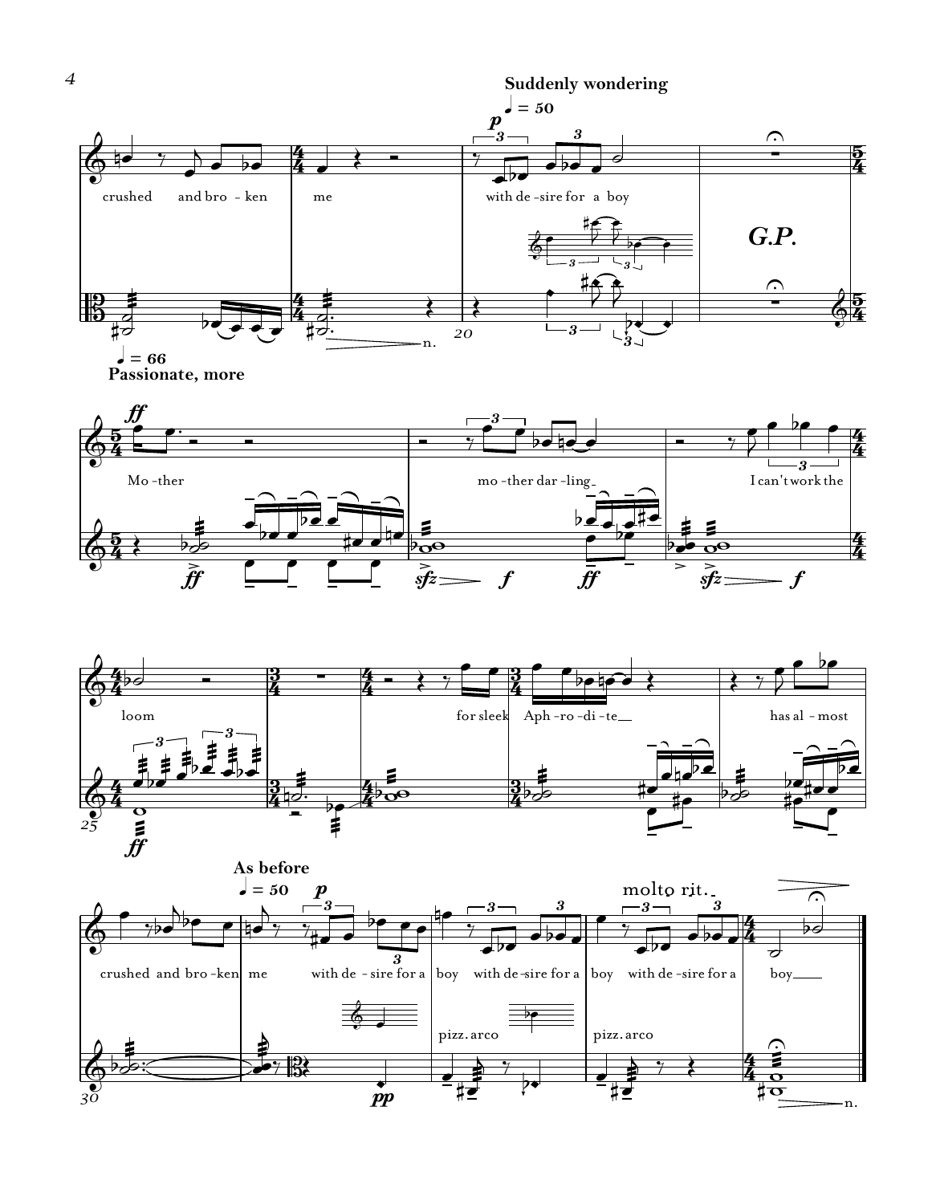Suddenly wondering

♩ = 50

*p*

crushed and bro - ken me with de - sire for a boy

**G.P.**

♩ = 66

**Passionate, more**

*ff*

Mo - ther mo - ther dar - ling I can't work the loom for sleek Aph - ro - di - te has al - most crushed and bro - ken me

**As before**

♩ = 50

*p*

with de - sire for a boy with de - sire for a boy with de - sire for a boy

molto rit.

pizz. arco

pizz. arco

*pp*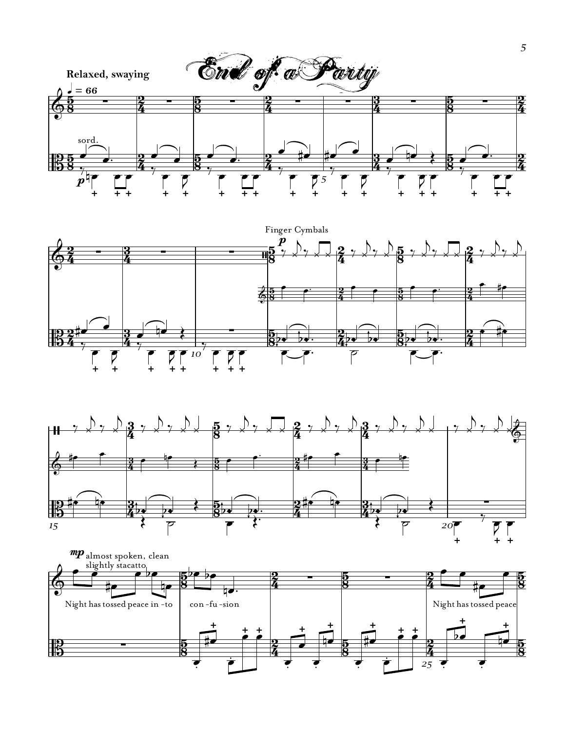# End of a Party

**Relaxed, swaying**

♩ = 66

sord.

*p*

Finger Cymbals

*p*

*mp* almost spoken, clean slightly stacatto

Night has tossed peace in-to con-fu-sion

Night has tossed peace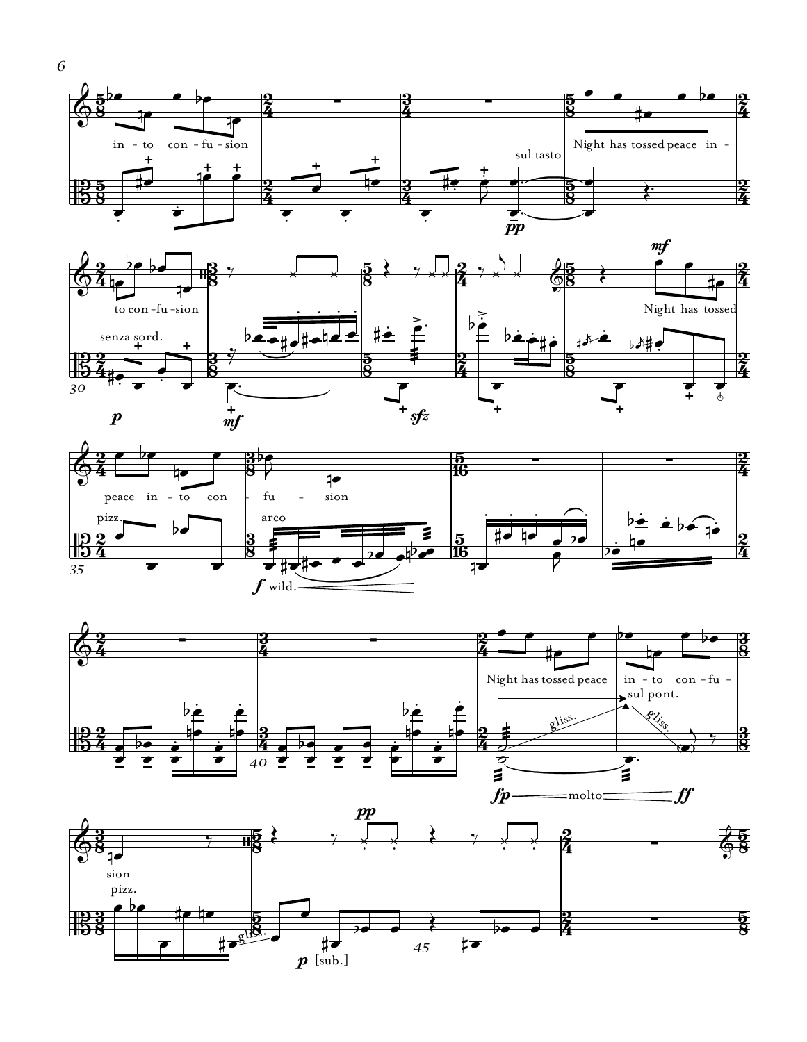in - to con - fu - sion

sul tasto

*pp*

Night has tossed peace in -

to con - fu - sion

senza sord.

30

*p*

*mf*

*sfz*

*mf*

Night has tossed

peace in - to con - fu - sion

pizz.

arco

35

*f* wild.

40

Night has tossed peace in - to con - fu -

sul pont.

gliss.

gliss.

*fp* molto *ff*

sion

pizz.

gliss.

*pp*

*p* [sub.]

45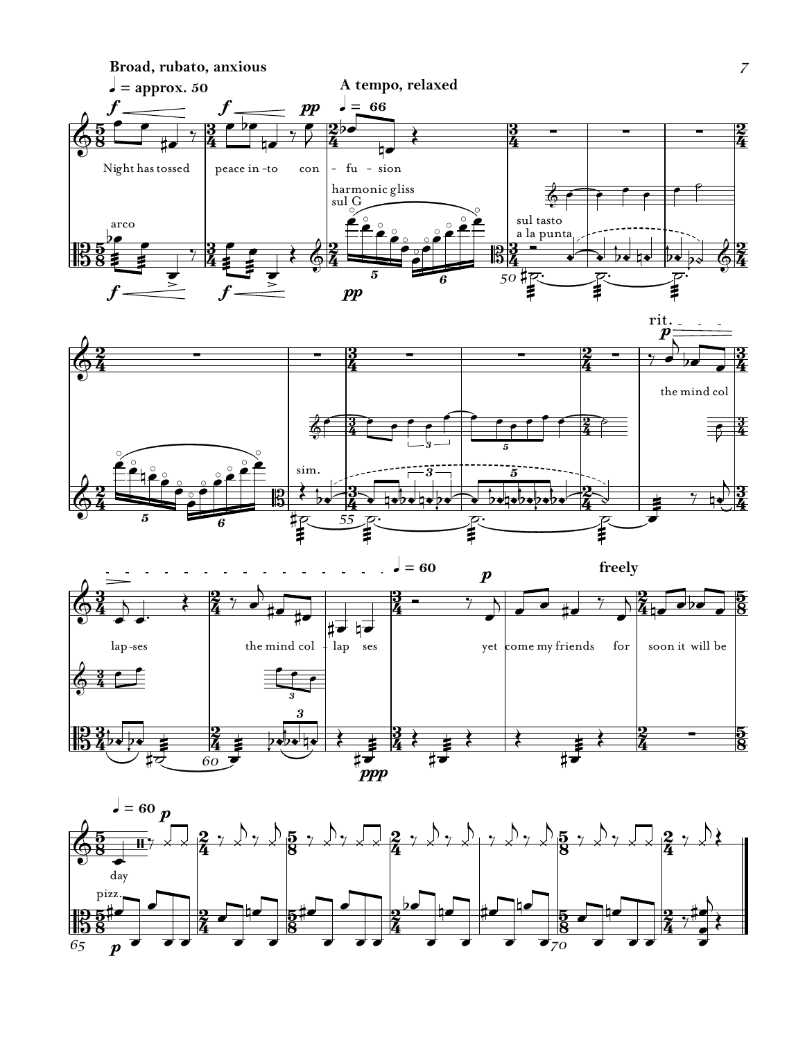**Broad, rubato, anxious**

♩ = approx. 50

**A tempo, relaxed**

♩ = 66

Night has tossed peace in-to con - fu - sion

arco

harmonic gliss sul G

sul tasto a la punta

sim.

rit.

the mind col lap-ses the mind col - lap ses

♩ = 60

**freely**

yet come my friends for soon it will be day

♩ = 60

pizz.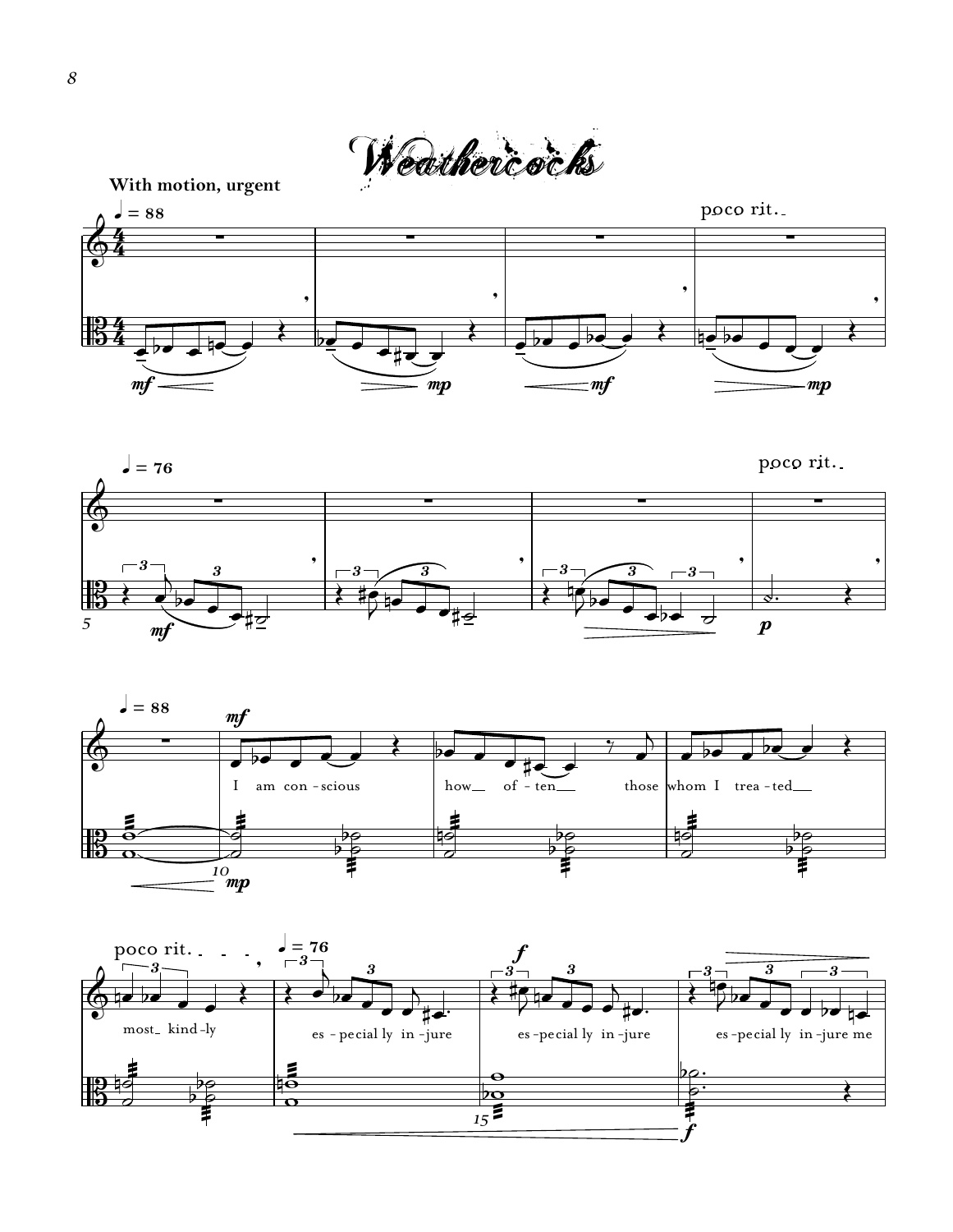# Weathercocks

**With motion, urgent**

♩ = 88

poco rit.

♩ = 76

poco rit.

♩ = 88

I am con - scious how of - ten those whom I trea - ted most kind - ly

poco rit.

♩ = 76

es - pe cial ly in - jure es - pe cial ly in - jure es - pe cial ly in - jure me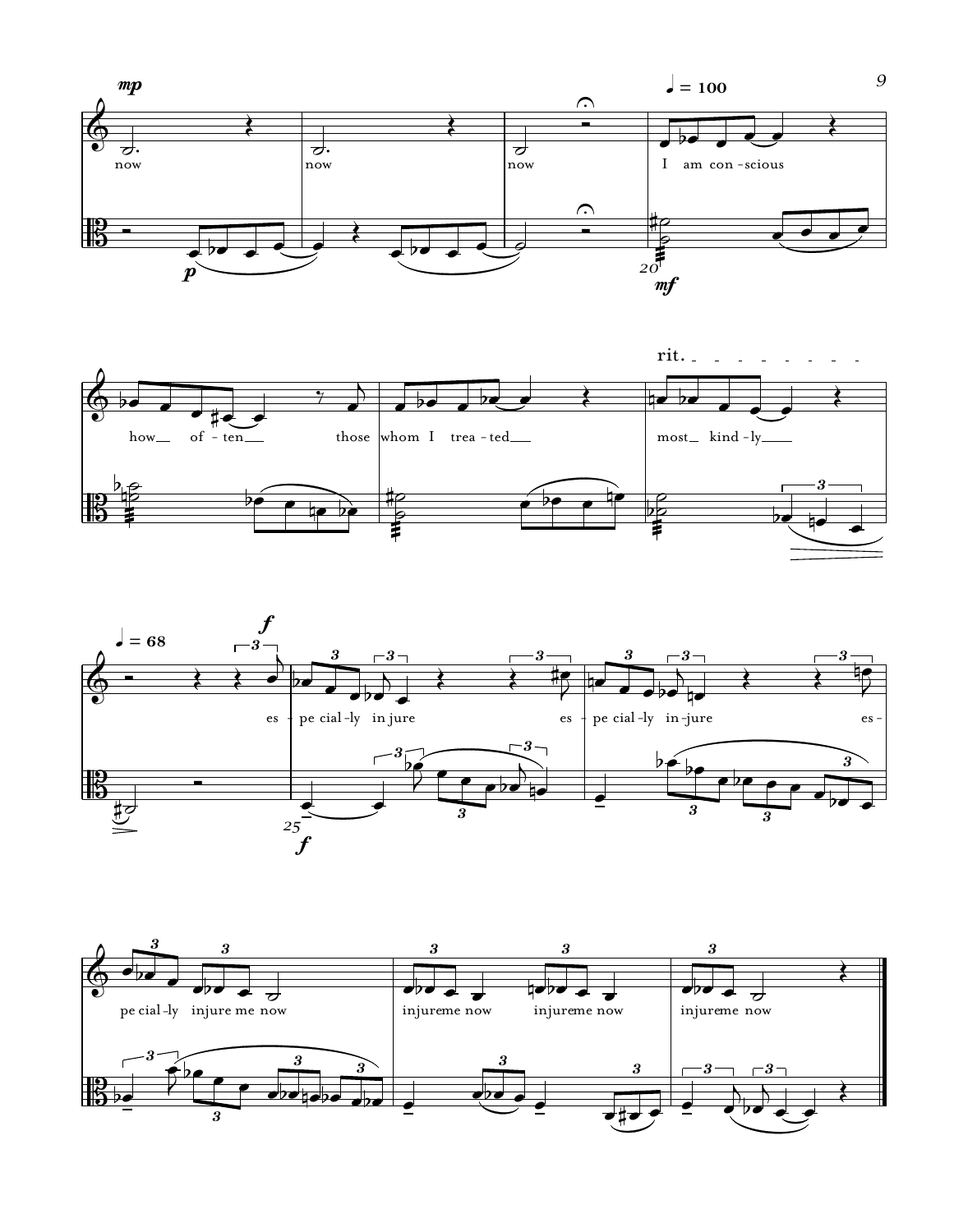*mp*

now now now

♩ = 100

I am con - scious

how__ of - ten__ those whom I trea - ted__ most__ kind - ly____

rit.

♩ = 68

*f*

es - pe cial - ly in jure es - pe cial - ly in - jure es -

pe cial - ly injure me now

injureme now injureme now

injureme now

*p* *mf* *f*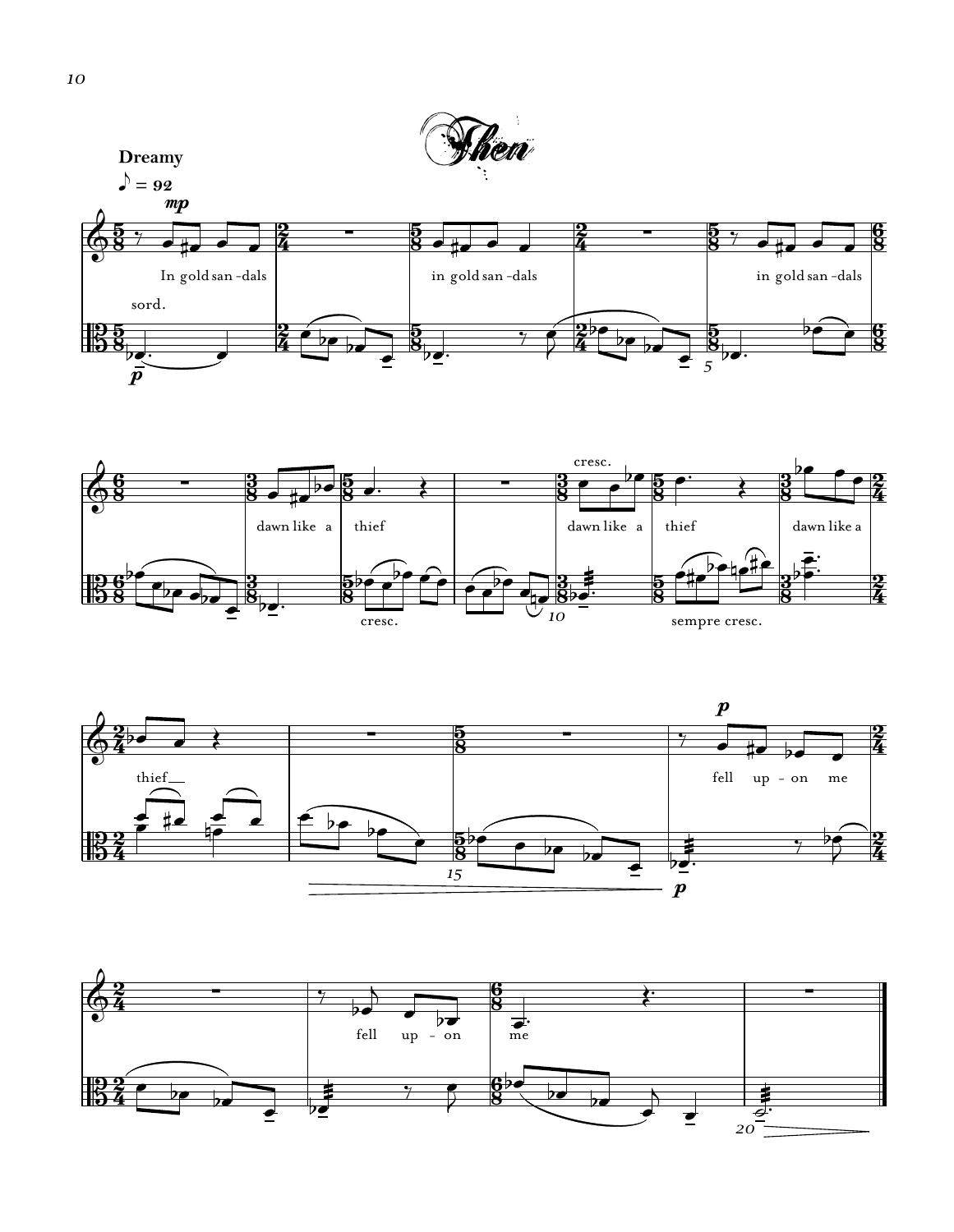# Then

**Dreamy**

♪ = 92

In gold san-dals in gold san-dals in gold san-dals dawn like a thief dawn like a thief dawn like a thief fell up-on me fell up-on me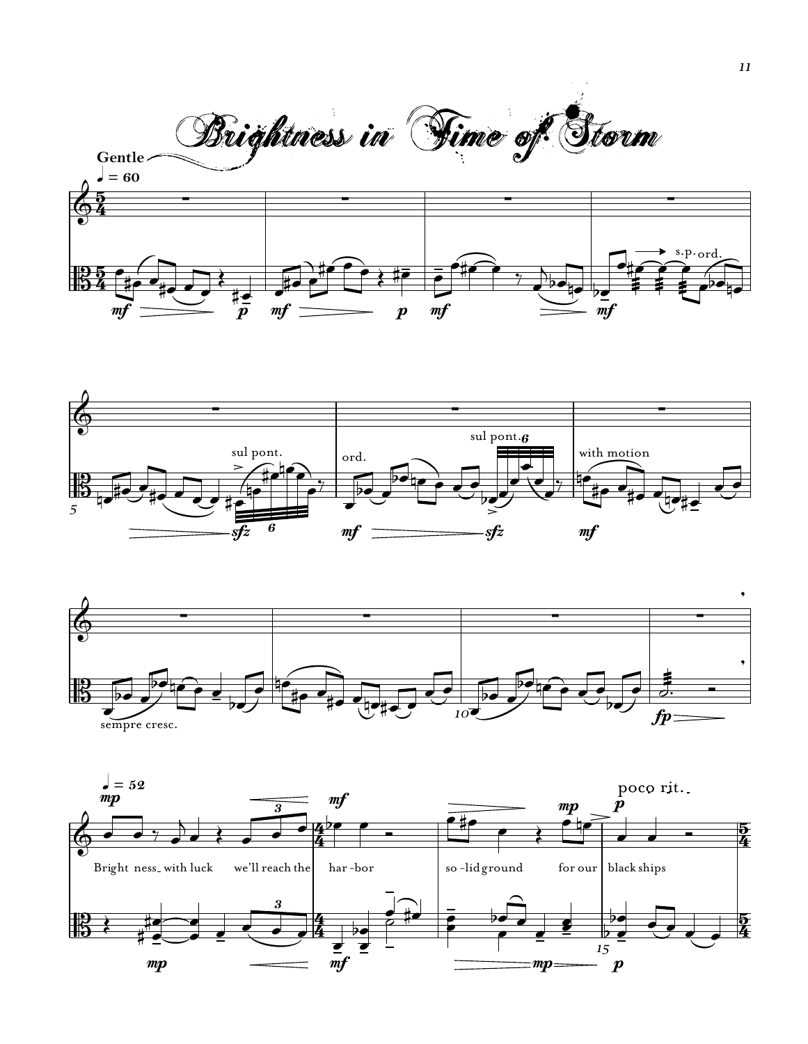# Brightness in Time of Storm

**Gentle** ♩ = 60

sul pont. — ord. — s.p. — with motion — sempre cresc.

♩ = 52

Bright ness with luck we'll reach the har-bor so-lid ground for our black ships

poco rit.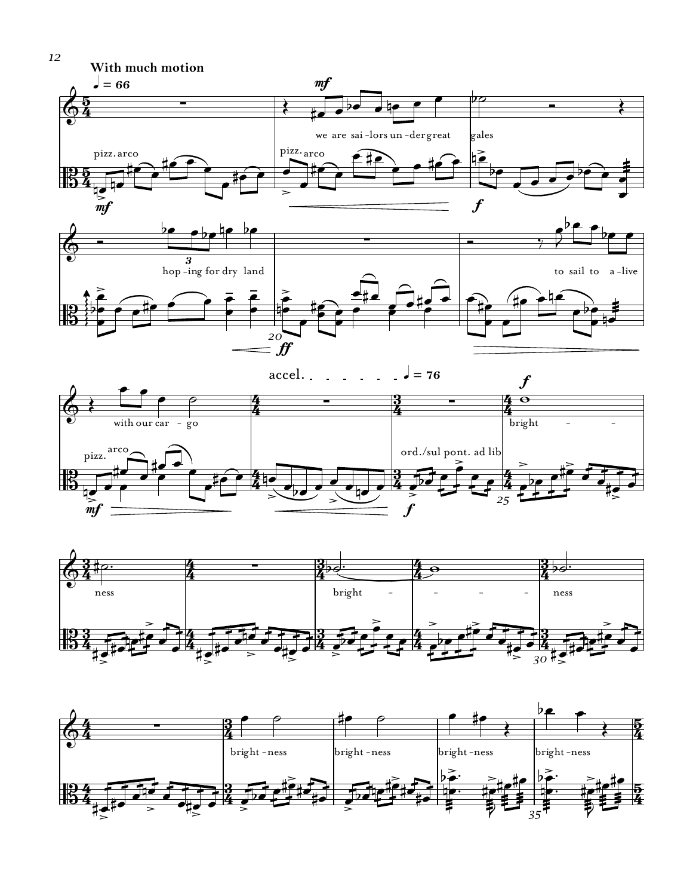**With much motion**

♩ = 66

we are sai-lors un-der great gales

hop-ing for dry land

to sail to a-live

with our car-go

accel. ♩ = 76

bright-ness

bright-ness

bright-ness

bright-ness

bright-ness

bright-ness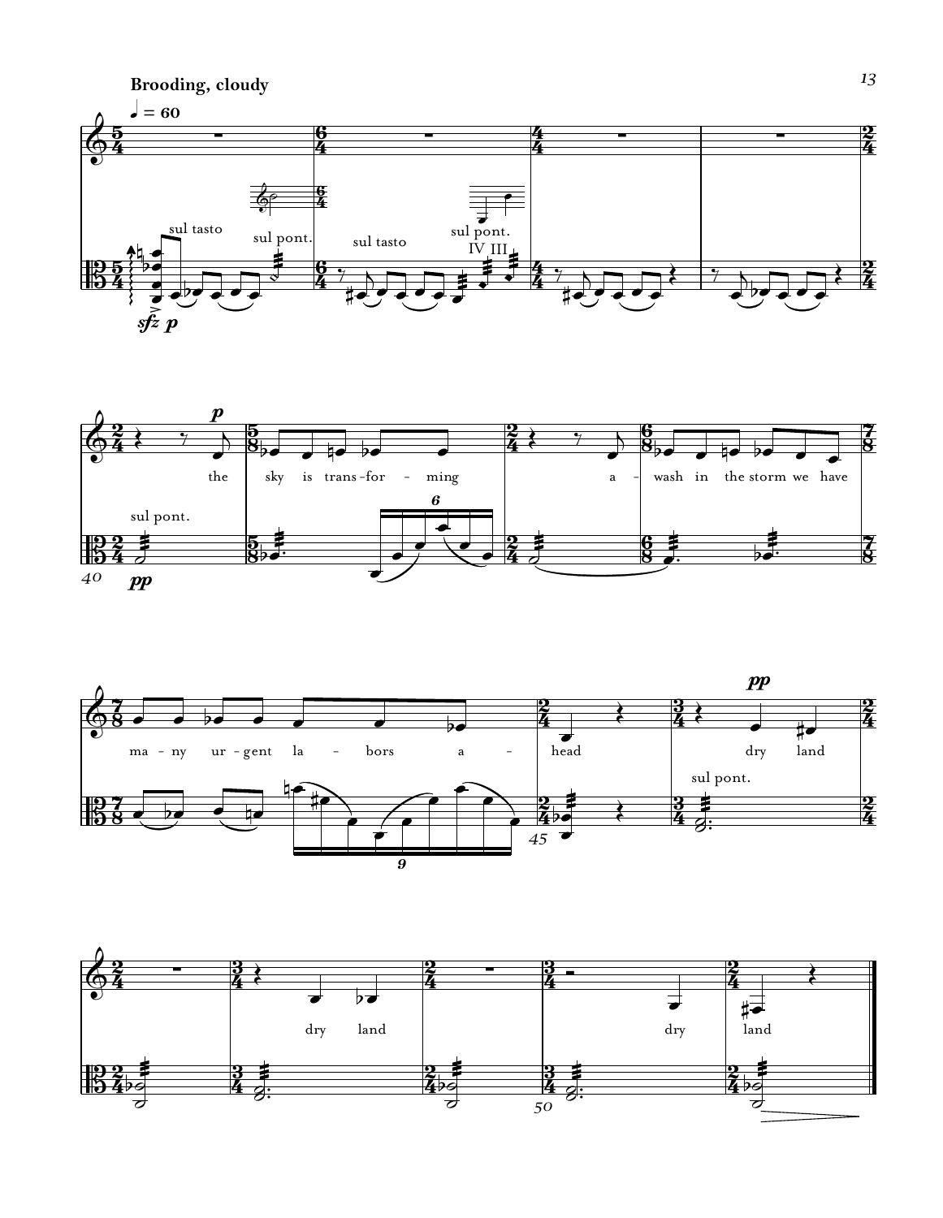**Brooding, cloudy**

♩ = 60

sul tasto — sul pont. — sul tasto — sul pont. IV III

*sfz* *p*

*p*

the sky is trans - for - ming a - wash in the storm we have

sul pont.

*pp*

ma - ny ur - gent la - bors a - head

*pp*

dry land

sul pont.

dry land

dry land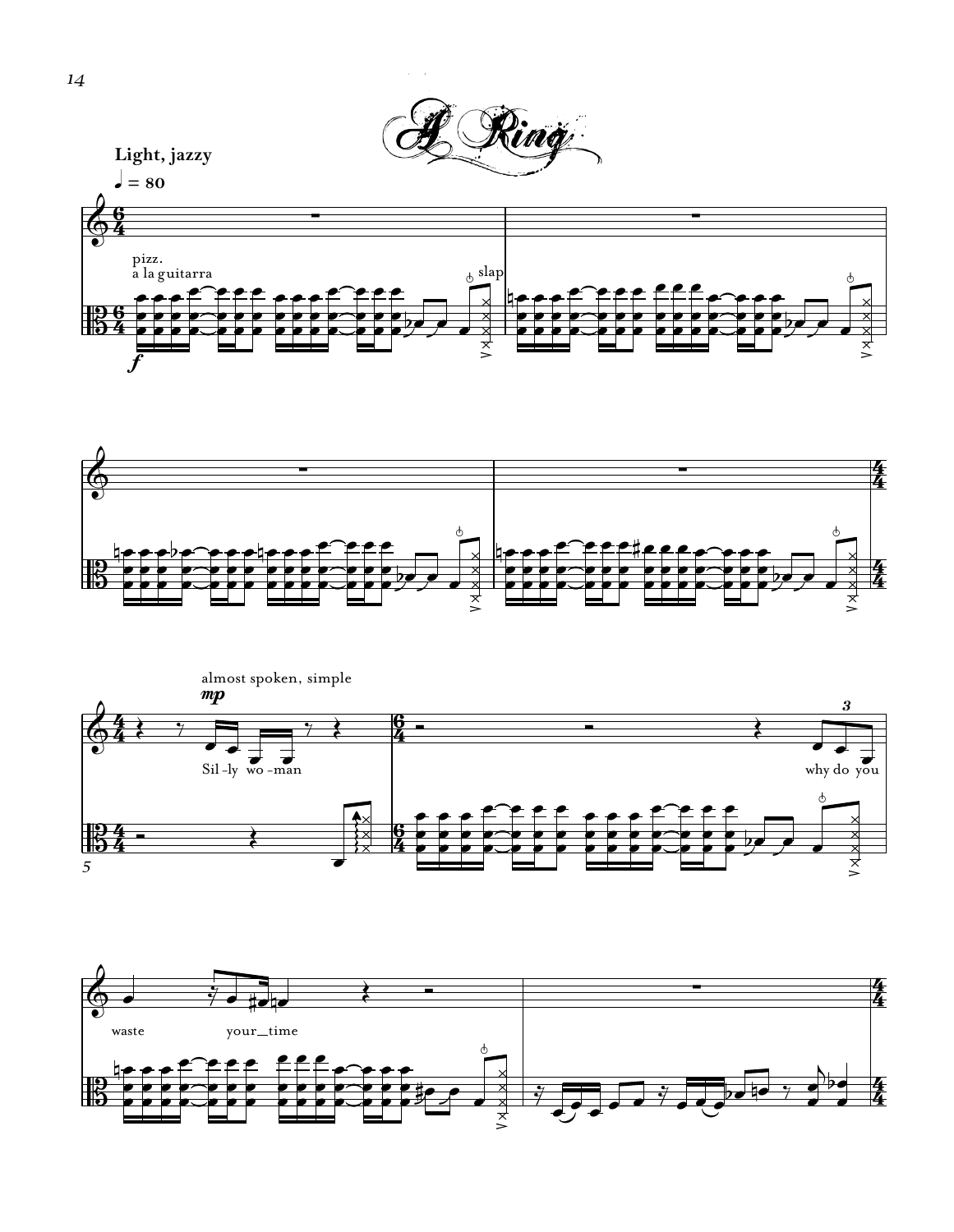# A Ring

**Light, jazzy**

♩ = 80

pizz.
a la guitarra

*f*

slap

almost spoken, simple

*mp*

Sil - ly wo - man

why do you

waste your time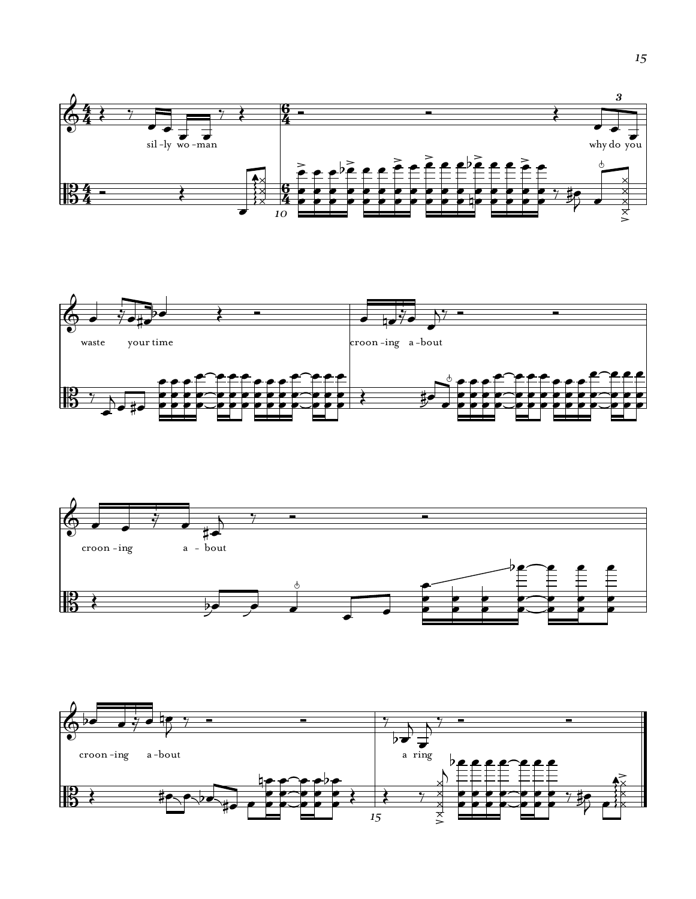sil - ly wo - man

why do you

waste your time

croon - ing a - bout

croon - ing a - bout

croon - ing a - bout

a ring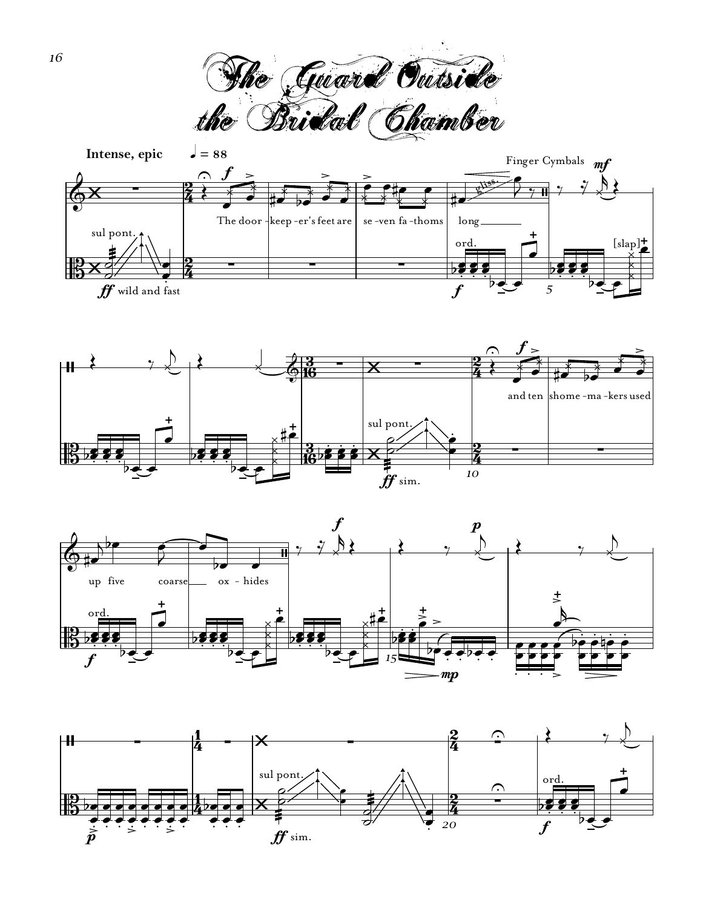# The Guard Outside the Bridal Chamber

**Intense, epic** ♩ = 88

The door - keep - er's feet are se - ven fa - thoms long

and ten shome - ma - kers used up five coarse ox - hides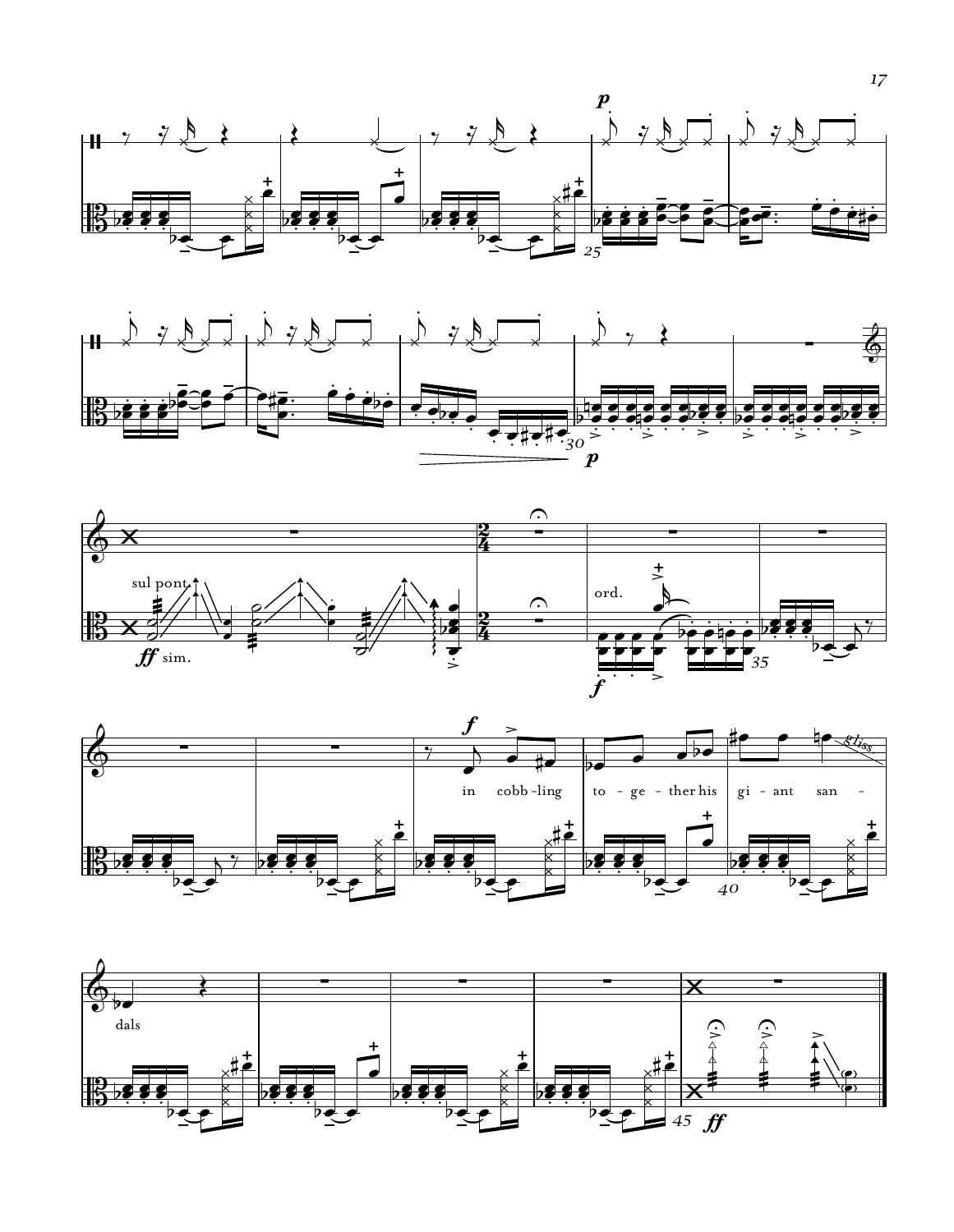sul pont.

*ff* sim.

ord.

in cobb-ling to-ge-ther his gi-ant san-dals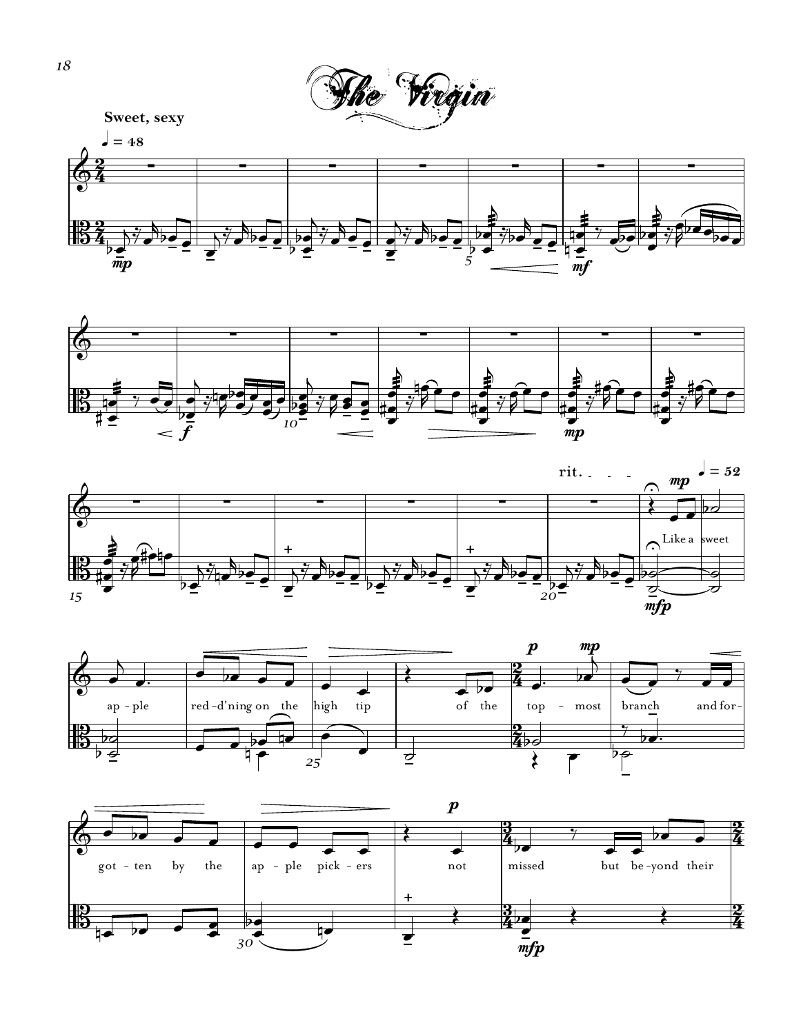# The Virgin

**Sweet, sexy**

♩ = 48

rit. ♩ = 52

Like a sweet ap - ple red - d'ning on the high tip of the top - most branch and for - got - ten by the ap - ple pick - ers not missed but be - yond their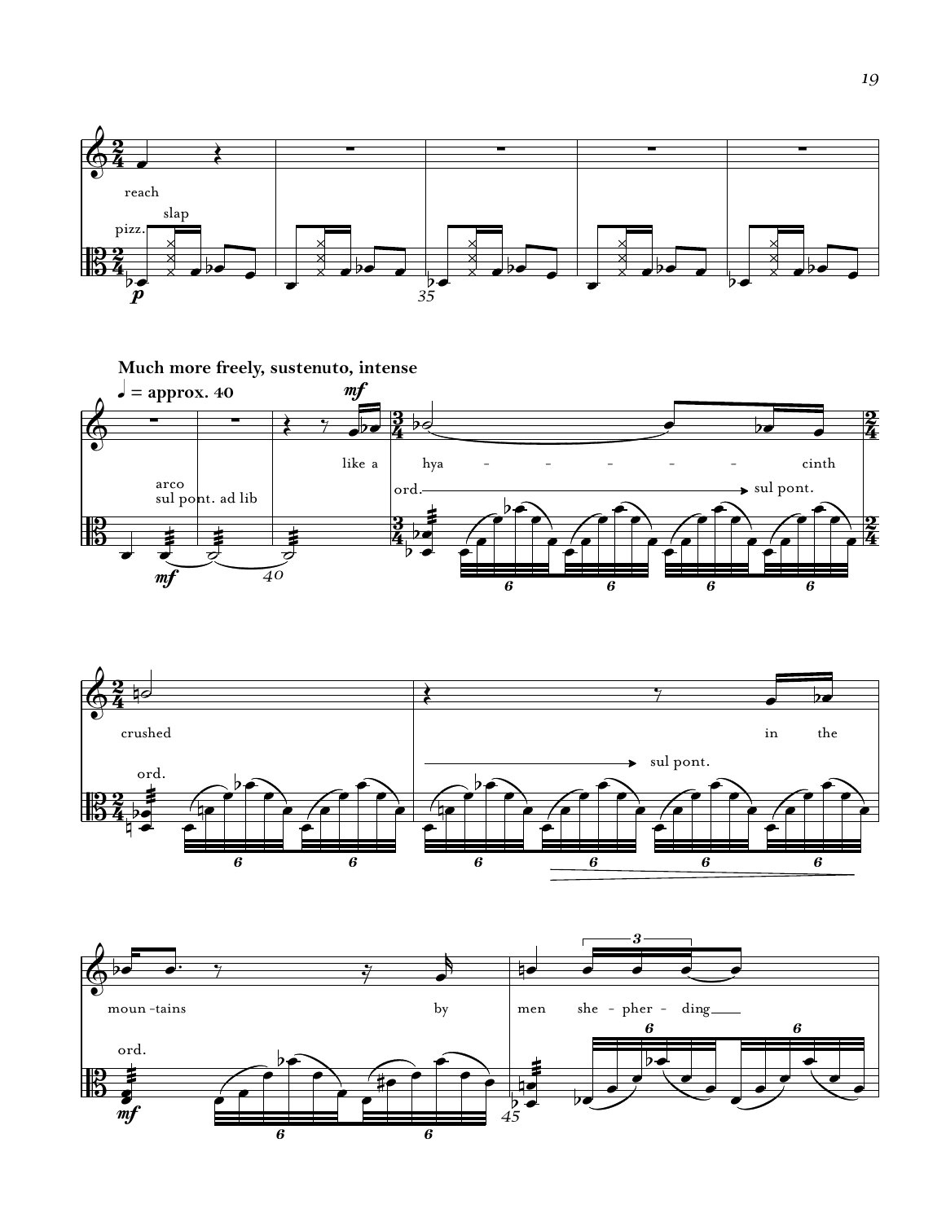reach

slap

pizz.

**Much more freely, sustenuto, intense**

♩ = approx. 40

arco
sul pont. ad lib

like a hya - - - - - - cinth

ord. → sul pont.

crushed

ord.

in the

→ sul pont.

moun-tains by

ord.

men she-pher-ding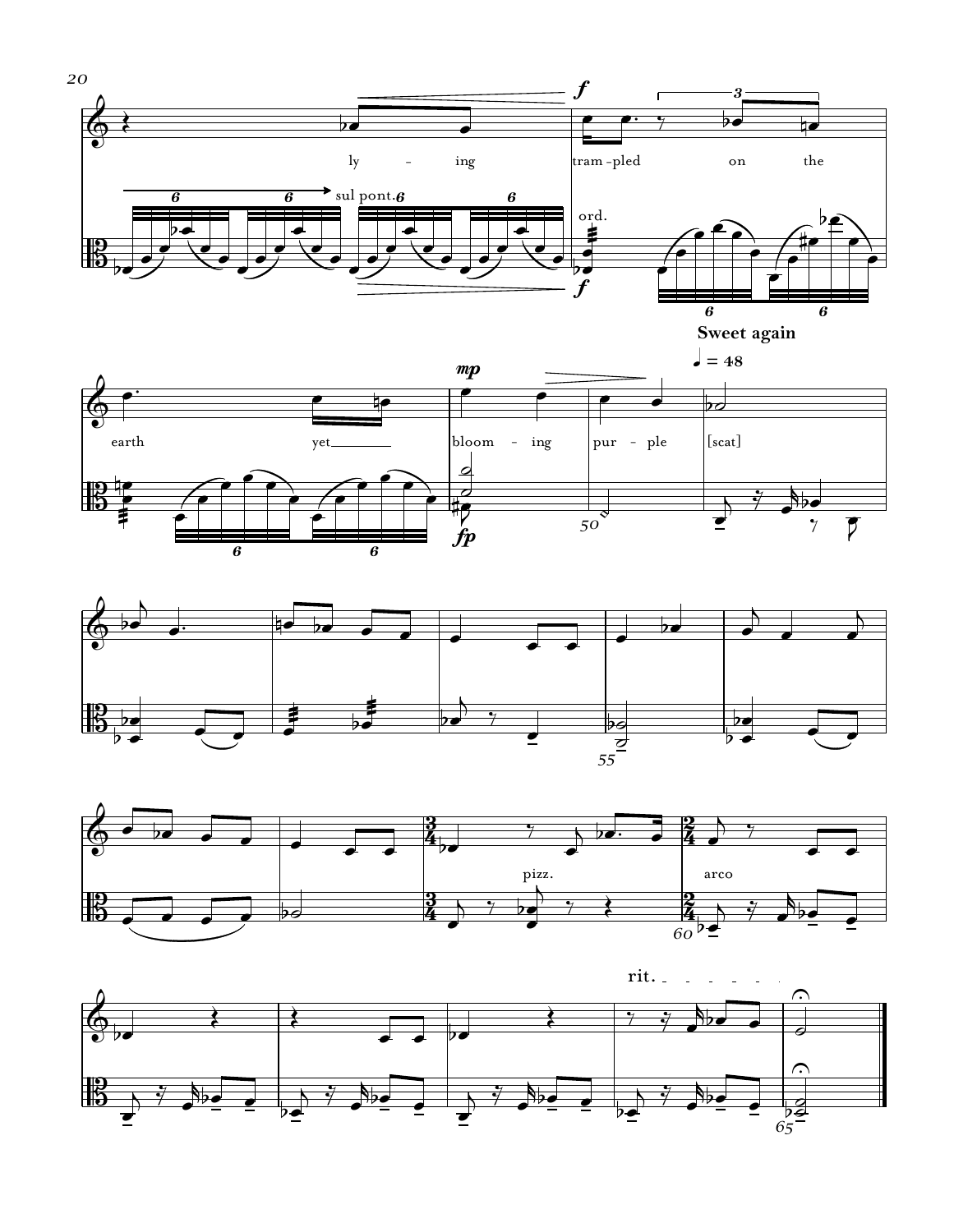ly - ing tram - pled on the earth yet bloom - ing pur - ple [scat]

sul pont. ord.

**Sweet again**

♩ = 48

pizz. arco

rit.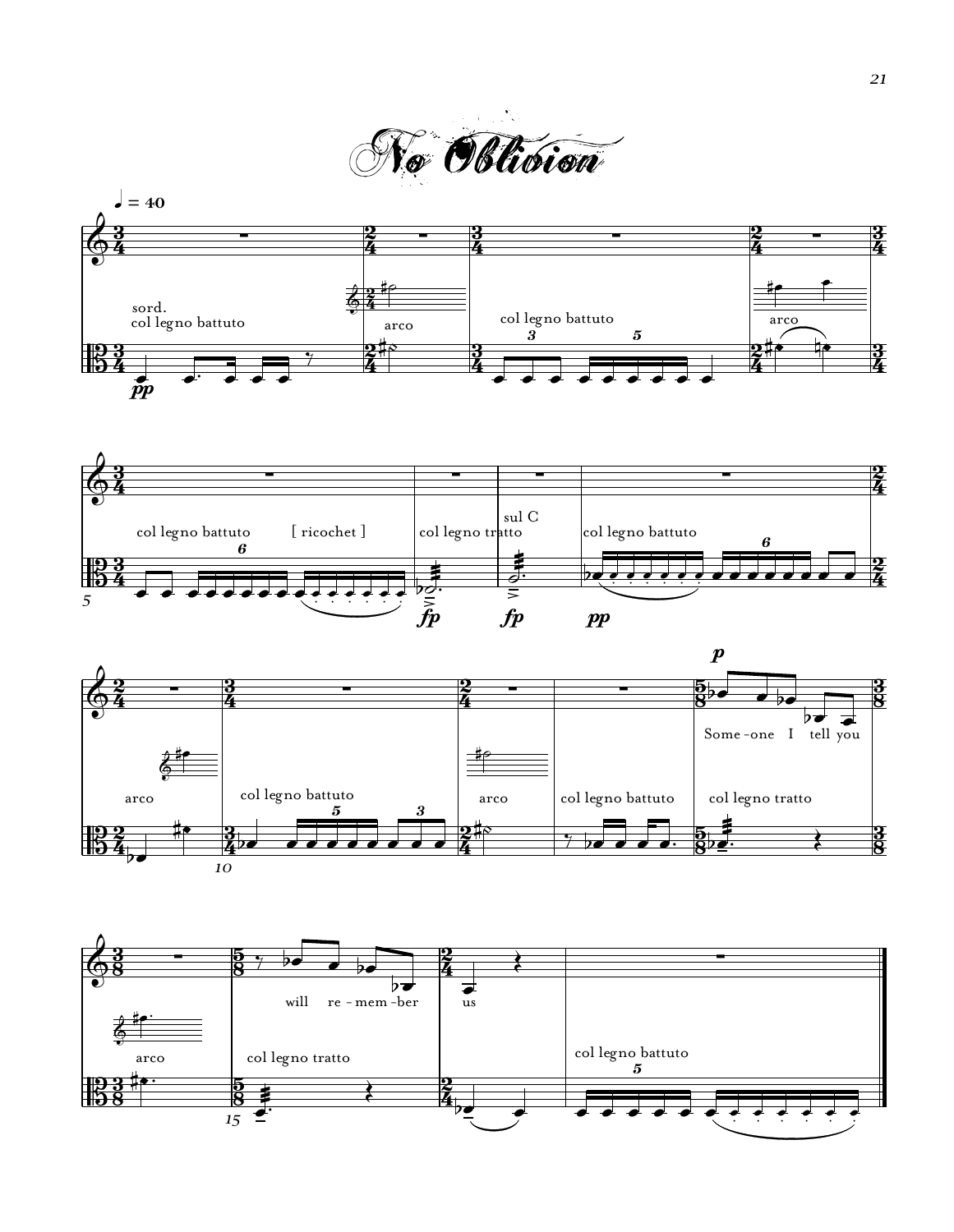# No Oblivion

♩ = 40

sord.
col legno battuto

arco

col legno battuto

arco

col legno battuto [ ricochet ]

col legno tratto

sul C

col legno tratto

col legno battuto

arco

col legno battuto

arco

col legno battuto

col legno tratto

Some - one I tell you

arco

col legno tratto

will re - mem - ber

us

col legno battuto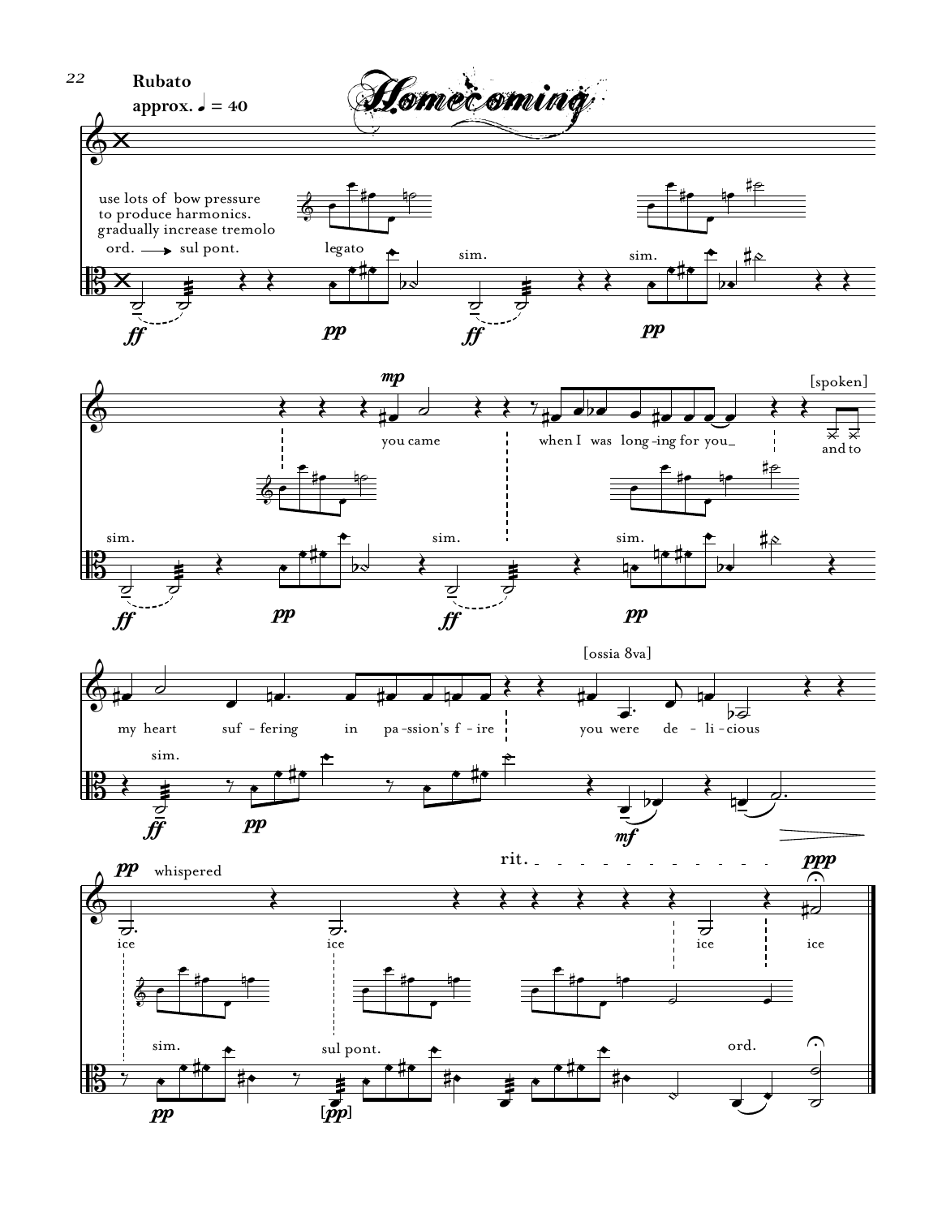# Homecoming

**Rubato**
**approx. ♩ = 40**

use lots of bow pressure to produce harmonics. gradually increase tremolo

ord. ⟶ sul pont.

legato

sim.

you came

when I was long-ing for you_

[spoken] and to

my heart suf - fering in pa-ssion's f - ire

[ossia 8va]

you were de - li - cious

whispered

ice ice ice ice

rit.

sul pont.

ord.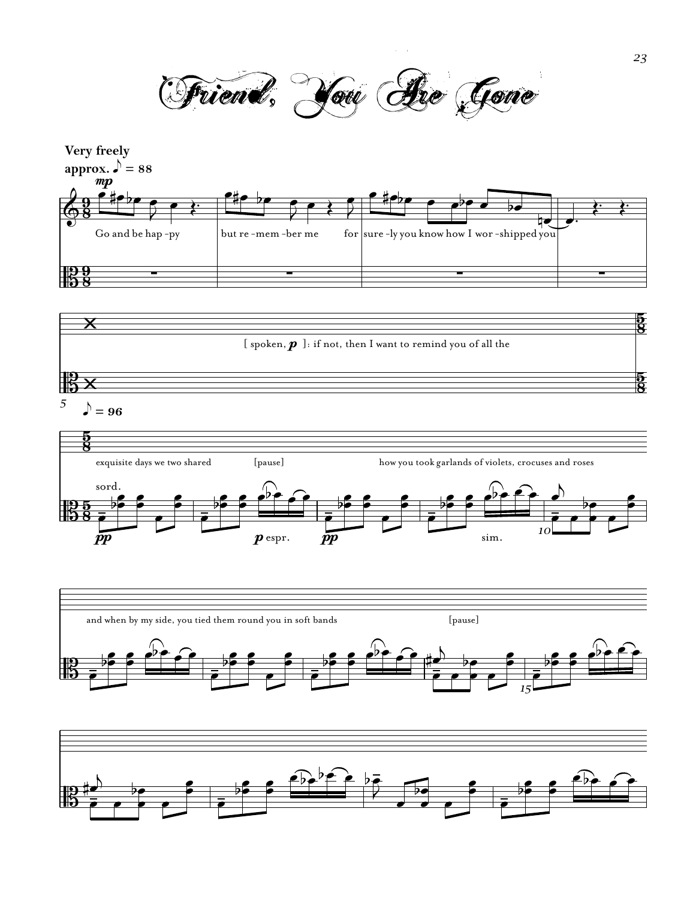# Friend, You Are Gone

**Very freely**
**approx. ♪ = 88**

*mp*

Go and be hap -py | but re -mem -ber me | for | sure -ly you know how I wor -shipped you

[ spoken, *p* ]: if not, then I want to remind you of all the

**♪ = 96**

exquisite days we two shared [pause] how you took garlands of violets, crocuses and roses

sord.

*pp* *p* espr. *pp* sim.

and when by my side, you tied them round you in soft bands [pause]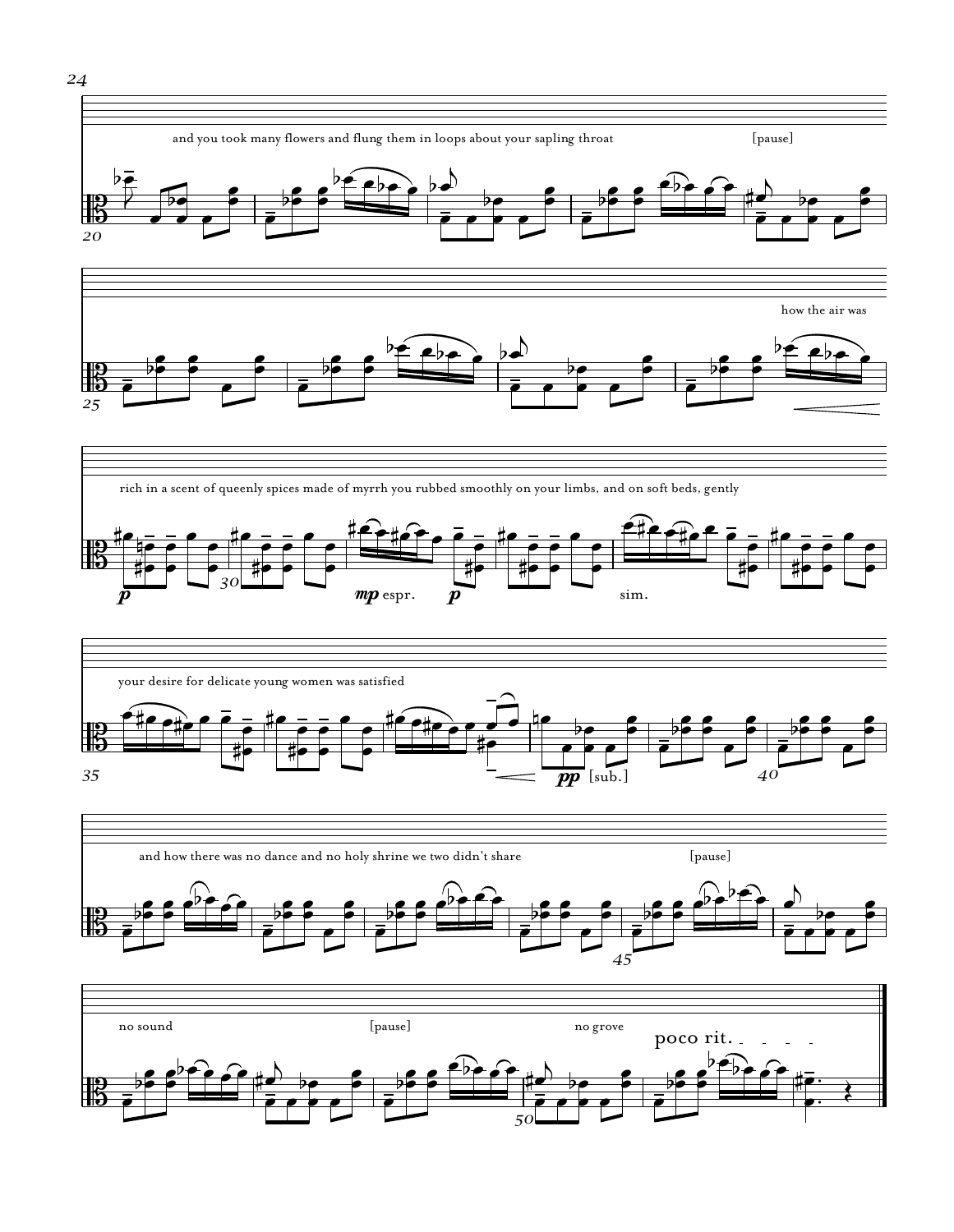and you took many flowers and flung them in loops about your sapling throat [pause]

how the air was

rich in a scent of queenly spices made of myrrh you rubbed smoothly on your limbs, and on soft beds, gently

your desire for delicate young women was satisfied

and how there was no dance and no holy shrine we two didn't share [pause]

no sound [pause] no grove